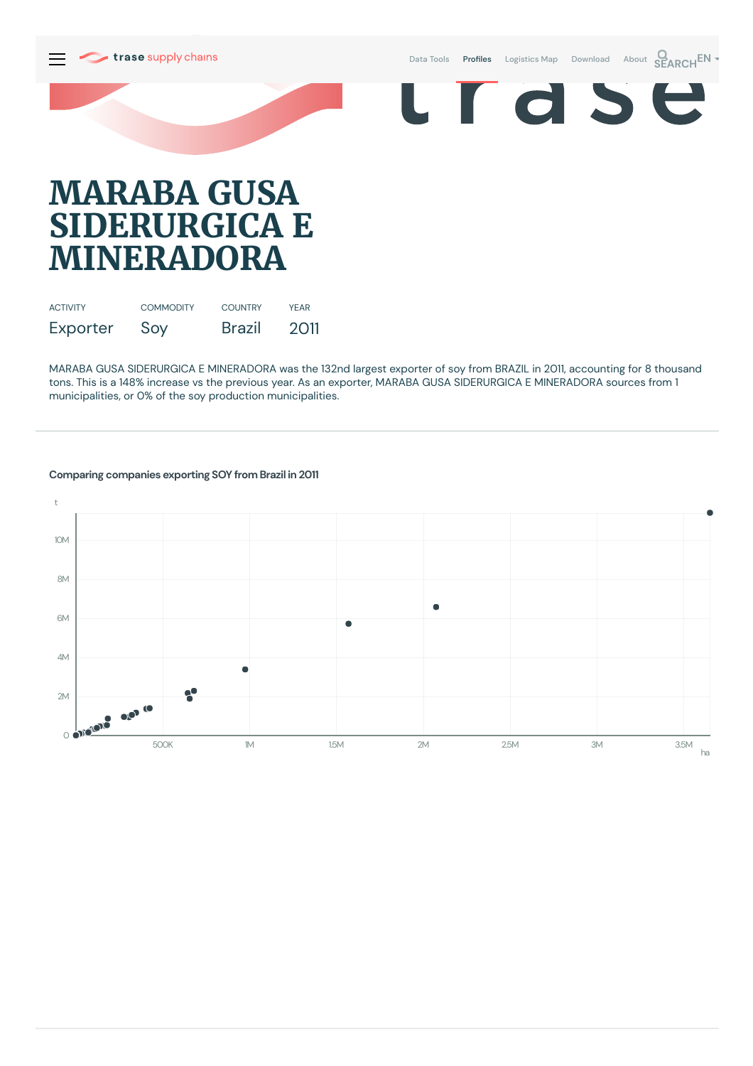# MARABA GUSA SIDERURGICA E MINERADORA

| ACTIVITY | COMMODITY | COUNTRY | YEAR |
| --- | --- | --- | --- |
| Exporter | Soy | Brazil | 2011 |

MARABA GUSA SIDERURGICA E MINERADORA was the 132nd largest exporter of soy from BRAZIL in 2011, accounting for 8 thousand tons. This is a 148% increase vs the previous year. As an exporter, MARABA GUSA SIDERURGICA E MINERADORA sources from 1 municipalities, or 0% of the soy production municipalities.

---

**Comparing companies exporting SOY from Brazil in 2011**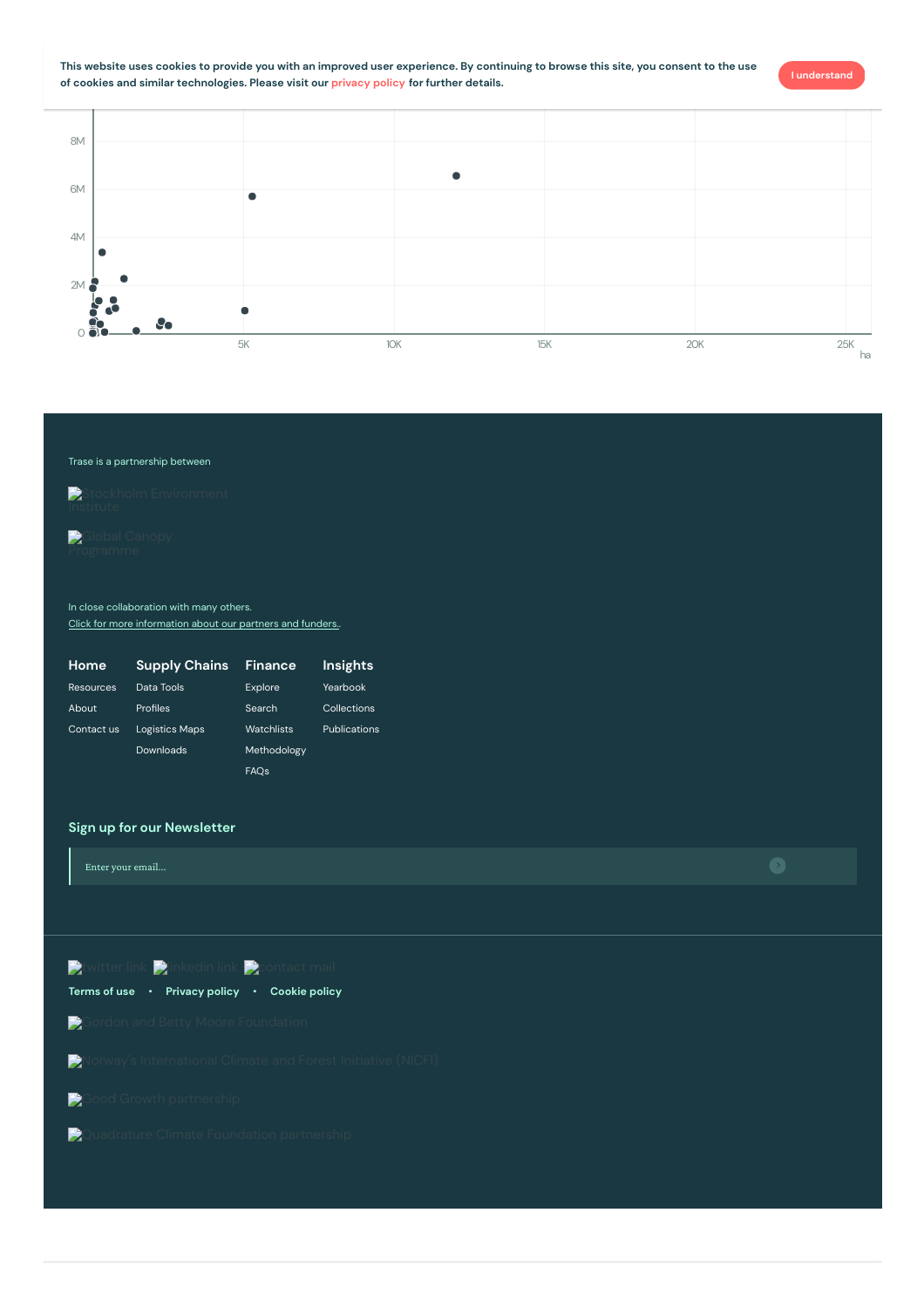This website uses cookies to provide you with an improved user experience. By continuing to browse this site, you consent to the use of cookies and similar technologies. Please visit our privacy policy for further details.

I understand

8M
6M
4M
2M
0
5K
10K
15K
20K
25K
ha

Trase is a partnership between

Stockholm Environment Institute

Global Canopy Programme

In close collaboration with many others.
Click for more information about our partners and funders.

**Home**
- Resources
- About
- Contact us

**Supply Chains**
- Data Tools
- Profiles
- Logistics Maps
- Downloads

**Finance**
- Explore
- Search
- Watchlists
- Methodology
- FAQs

**Insights**
- Yearbook
- Collections
- Publications

## Sign up for our Newsletter

Enter your email...

twitter link linkedin link contact mail

**Terms of use** • **Privacy policy** • **Cookie policy**

Gordon and Betty Moore Foundation

Norway's International Climate and Forest Initiative (NICFI)

Good Growth partnership

Quadrature Climate Foundation partnership